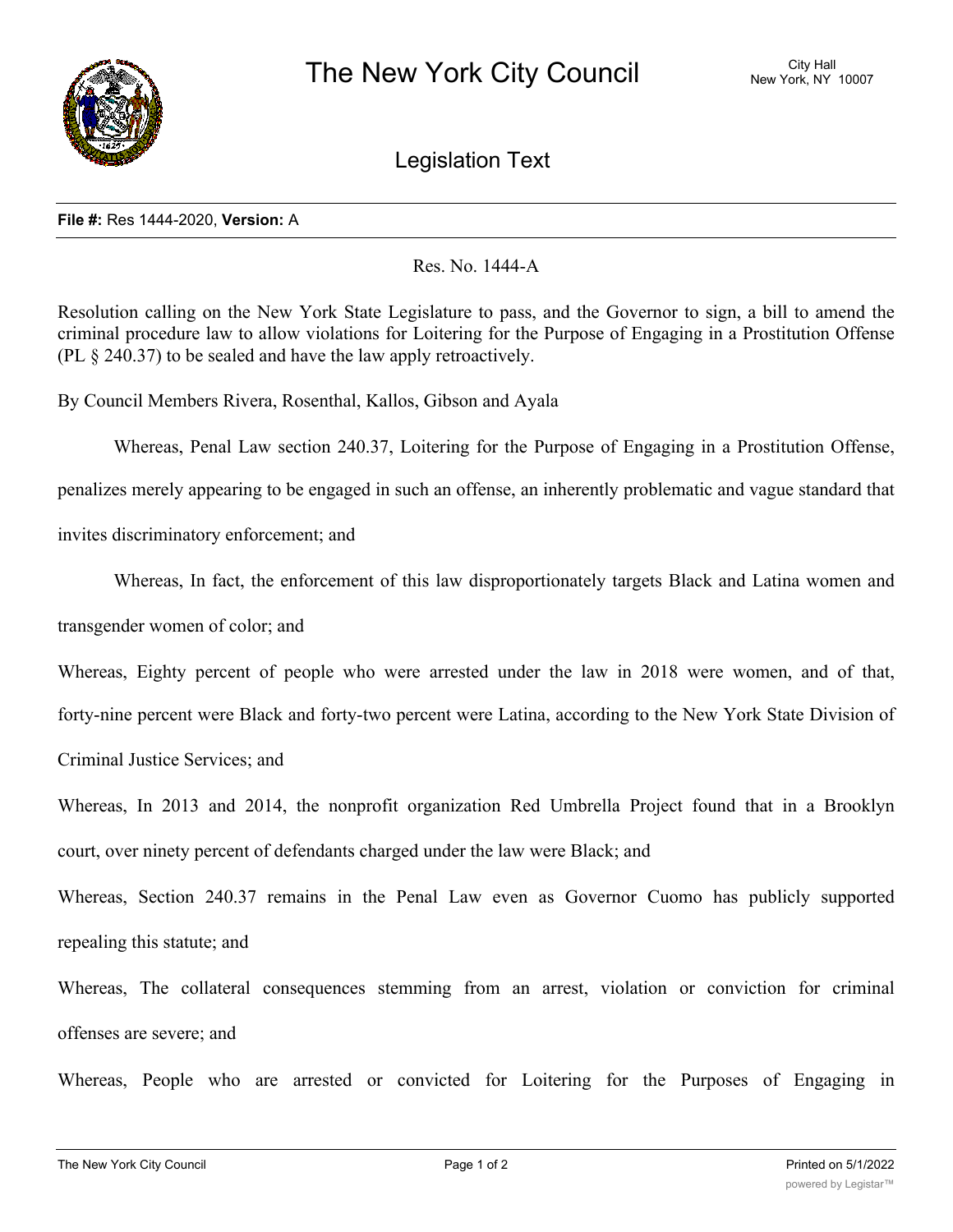# The New York City Council

City Hall
New York, NY 10007

## Legislation Text

**File #:** Res 1444-2020, **Version:** A

Res. No. 1444-A

Resolution calling on the New York State Legislature to pass, and the Governor to sign, a bill to amend the criminal procedure law to allow violations for Loitering for the Purpose of Engaging in a Prostitution Offense (PL § 240.37) to be sealed and have the law apply retroactively.

By Council Members Rivera, Rosenthal, Kallos, Gibson and Ayala

Whereas, Penal Law section 240.37, Loitering for the Purpose of Engaging in a Prostitution Offense, penalizes merely appearing to be engaged in such an offense, an inherently problematic and vague standard that invites discriminatory enforcement; and

Whereas, In fact, the enforcement of this law disproportionately targets Black and Latina women and transgender women of color; and

Whereas, Eighty percent of people who were arrested under the law in 2018 were women, and of that, forty-nine percent were Black and forty-two percent were Latina, according to the New York State Division of Criminal Justice Services; and

Whereas, In 2013 and 2014, the nonprofit organization Red Umbrella Project found that in a Brooklyn court, over ninety percent of defendants charged under the law were Black; and

Whereas, Section 240.37 remains in the Penal Law even as Governor Cuomo has publicly supported repealing this statute; and

Whereas, The collateral consequences stemming from an arrest, violation or conviction for criminal offenses are severe; and

Whereas, People who are arrested or convicted for Loitering for the Purposes of Engaging in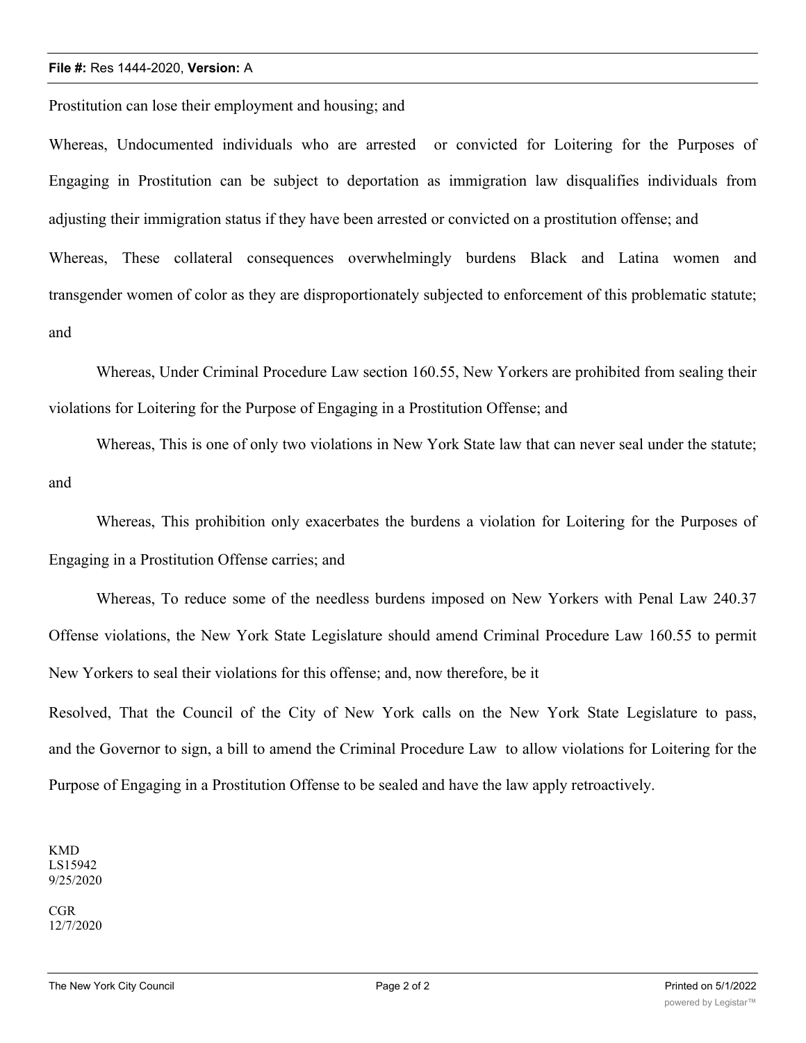Prostitution can lose their employment and housing; and

Whereas, Undocumented individuals who are arrested or convicted for Loitering for the Purposes of Engaging in Prostitution can be subject to deportation as immigration law disqualifies individuals from adjusting their immigration status if they have been arrested or convicted on a prostitution offense; and

Whereas, These collateral consequences overwhelmingly burdens Black and Latina women and transgender women of color as they are disproportionately subjected to enforcement of this problematic statute; and

Whereas, Under Criminal Procedure Law section 160.55, New Yorkers are prohibited from sealing their violations for Loitering for the Purpose of Engaging in a Prostitution Offense; and

Whereas, This is one of only two violations in New York State law that can never seal under the statute; and

Whereas, This prohibition only exacerbates the burdens a violation for Loitering for the Purposes of Engaging in a Prostitution Offense carries; and

Whereas, To reduce some of the needless burdens imposed on New Yorkers with Penal Law 240.37 Offense violations, the New York State Legislature should amend Criminal Procedure Law 160.55 to permit New Yorkers to seal their violations for this offense; and, now therefore, be it

Resolved, That the Council of the City of New York calls on the New York State Legislature to pass, and the Governor to sign, a bill to amend the Criminal Procedure Law to allow violations for Loitering for the Purpose of Engaging in a Prostitution Offense to be sealed and have the law apply retroactively.

KMD
LS15942
9/25/2020

CGR
12/7/2020